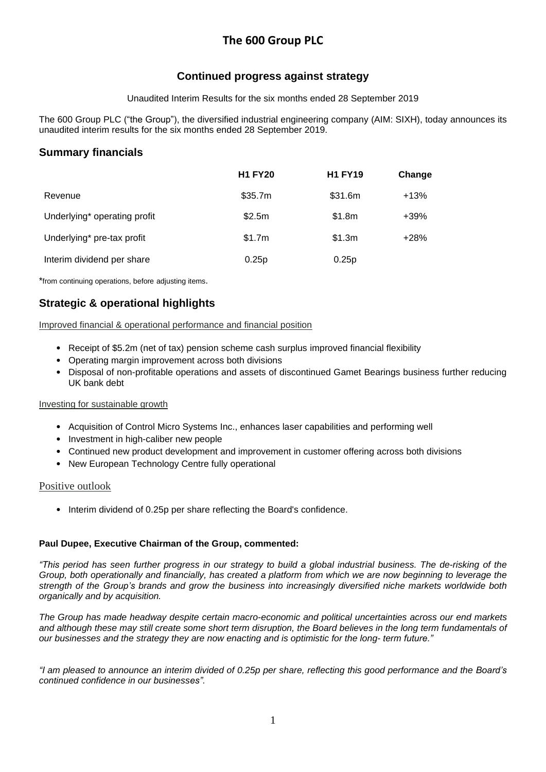# The 600 Group PLC

## Continued progress against strategy

Unaudited Interim Results for the six months ended 28 September 2019

The 600 Group PLC ("the Group"), the diversified industrial engineering company (AIM: SIXH), today announces its unaudited interim results for the six months ended 28 September 2019.

## Summary financials

| | H1 FY20 | H1 FY19 | Change |
|---|---|---|---|
| Revenue | $35.7m | $31.6m | +13% |
| Underlying* operating profit | $2.5m | $1.8m | +39% |
| Underlying* pre-tax profit | $1.7m | $1.3m | +28% |
| Interim dividend per share | 0.25p | 0.25p | |

*from continuing operations, before adjusting items.

## Strategic & operational highlights

Improved financial & operational performance and financial position

- Receipt of $5.2m (net of tax) pension scheme cash surplus improved financial flexibility
- Operating margin improvement across both divisions
- Disposal of non-profitable operations and assets of discontinued Gamet Bearings business further reducing UK bank debt

Investing for sustainable growth

- Acquisition of Control Micro Systems Inc., enhances laser capabilities and performing well
- Investment in high-caliber new people
- Continued new product development and improvement in customer offering across both divisions
- New European Technology Centre fully operational

Positive outlook

- Interim dividend of 0.25p per share reflecting the Board's confidence.

**Paul Dupee, Executive Chairman of the Group, commented:**

*"This period has seen further progress in our strategy to build a global industrial business. The de-risking of the Group, both operationally and financially, has created a platform from which we are now beginning to leverage the strength of the Group's brands and grow the business into increasingly diversified niche markets worldwide both organically and by acquisition.*

*The Group has made headway despite certain macro-economic and political uncertainties across our end markets and although these may still create some short term disruption, the Board believes in the long term fundamentals of our businesses and the strategy they are now enacting and is optimistic for the long- term future."*

*"I am pleased to announce an interim divided of 0.25p per share, reflecting this good performance and the Board's continued confidence in our businesses".*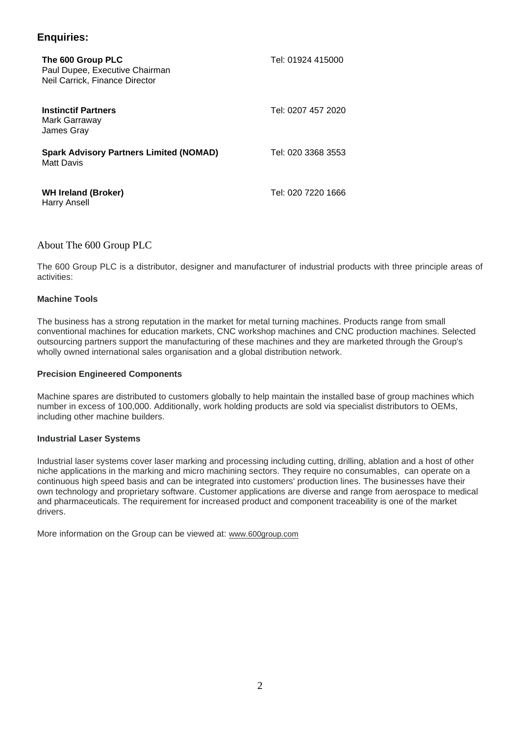## Enquiries:

| | |
|---|---|
| **The 600 Group PLC**<br>Paul Dupee, Executive Chairman<br>Neil Carrick, Finance Director | Tel: 01924 415000 |
| **Instinctif Partners**<br>Mark Garraway<br>James Gray | Tel: 0207 457 2020 |
| **Spark Advisory Partners Limited (NOMAD)**<br>Matt Davis | Tel: 020 3368 3553 |
| **WH Ireland (Broker)**<br>Harry Ansell | Tel: 020 7220 1666 |

## About The 600 Group PLC

The 600 Group PLC is a distributor, designer and manufacturer of industrial products with three principle areas of activities:

**Machine Tools**

The business has a strong reputation in the market for metal turning machines. Products range from small conventional machines for education markets, CNC workshop machines and CNC production machines. Selected outsourcing partners support the manufacturing of these machines and they are marketed through the Group's wholly owned international sales organisation and a global distribution network.

**Precision Engineered Components**

Machine spares are distributed to customers globally to help maintain the installed base of group machines which number in excess of 100,000. Additionally, work holding products are sold via specialist distributors to OEMs, including other machine builders.

**Industrial Laser Systems**

Industrial laser systems cover laser marking and processing including cutting, drilling, ablation and a host of other niche applications in the marking and micro machining sectors. They require no consumables, can operate on a continuous high speed basis and can be integrated into customers' production lines. The businesses have their own technology and proprietary software. Customer applications are diverse and range from aerospace to medical and pharmaceuticals. The requirement for increased product and component traceability is one of the market drivers.

More information on the Group can be viewed at: www.600group.com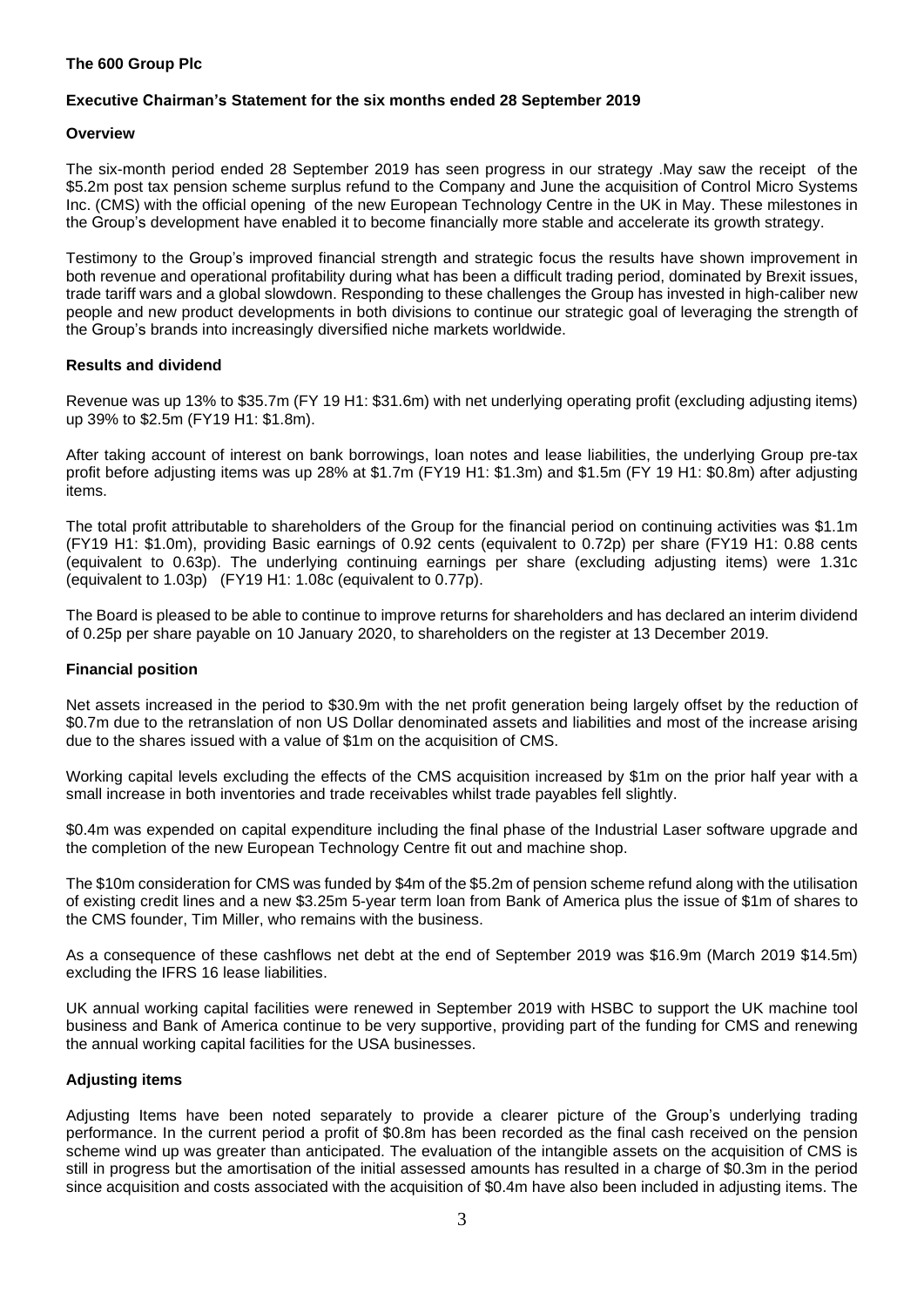**The 600 Group Plc**

**Executive Chairman's Statement for the six months ended 28 September 2019**

**Overview**

The six-month period ended 28 September 2019 has seen progress in our strategy .May saw the receipt of the $5.2m post tax pension scheme surplus refund to the Company and June the acquisition of Control Micro Systems Inc. (CMS) with the official opening of the new European Technology Centre in the UK in May. These milestones in the Group's development have enabled it to become financially more stable and accelerate its growth strategy.

Testimony to the Group's improved financial strength and strategic focus the results have shown improvement in both revenue and operational profitability during what has been a difficult trading period, dominated by Brexit issues, trade tariff wars and a global slowdown. Responding to these challenges the Group has invested in high-caliber new people and new product developments in both divisions to continue our strategic goal of leveraging the strength of the Group's brands into increasingly diversified niche markets worldwide.

**Results and dividend**

Revenue was up 13% to $35.7m (FY 19 H1: $31.6m) with net underlying operating profit (excluding adjusting items) up 39% to $2.5m (FY19 H1: $1.8m).

After taking account of interest on bank borrowings, loan notes and lease liabilities, the underlying Group pre-tax profit before adjusting items was up 28% at $1.7m (FY19 H1: $1.3m) and $1.5m (FY 19 H1: $0.8m) after adjusting items.

The total profit attributable to shareholders of the Group for the financial period on continuing activities was $1.1m (FY19 H1: $1.0m), providing Basic earnings of 0.92 cents (equivalent to 0.72p) per share (FY19 H1: 0.88 cents (equivalent to 0.63p). The underlying continuing earnings per share (excluding adjusting items) were 1.31c (equivalent to 1.03p) (FY19 H1: 1.08c (equivalent to 0.77p).

The Board is pleased to be able to continue to improve returns for shareholders and has declared an interim dividend of 0.25p per share payable on 10 January 2020, to shareholders on the register at 13 December 2019.

**Financial position**

Net assets increased in the period to $30.9m with the net profit generation being largely offset by the reduction of $0.7m due to the retranslation of non US Dollar denominated assets and liabilities and most of the increase arising due to the shares issued with a value of $1m on the acquisition of CMS.

Working capital levels excluding the effects of the CMS acquisition increased by $1m on the prior half year with a small increase in both inventories and trade receivables whilst trade payables fell slightly.

$0.4m was expended on capital expenditure including the final phase of the Industrial Laser software upgrade and the completion of the new European Technology Centre fit out and machine shop.

The $10m consideration for CMS was funded by $4m of the $5.2m of pension scheme refund along with the utilisation of existing credit lines and a new $3.25m 5-year term loan from Bank of America plus the issue of $1m of shares to the CMS founder, Tim Miller, who remains with the business.

As a consequence of these cashflows net debt at the end of September 2019 was $16.9m (March 2019 $14.5m) excluding the IFRS 16 lease liabilities.

UK annual working capital facilities were renewed in September 2019 with HSBC to support the UK machine tool business and Bank of America continue to be very supportive, providing part of the funding for CMS and renewing the annual working capital facilities for the USA businesses.

**Adjusting items**

Adjusting Items have been noted separately to provide a clearer picture of the Group's underlying trading performance. In the current period a profit of $0.8m has been recorded as the final cash received on the pension scheme wind up was greater than anticipated. The evaluation of the intangible assets on the acquisition of CMS is still in progress but the amortisation of the initial assessed amounts has resulted in a charge of $0.3m in the period since acquisition and costs associated with the acquisition of $0.4m have also been included in adjusting items. The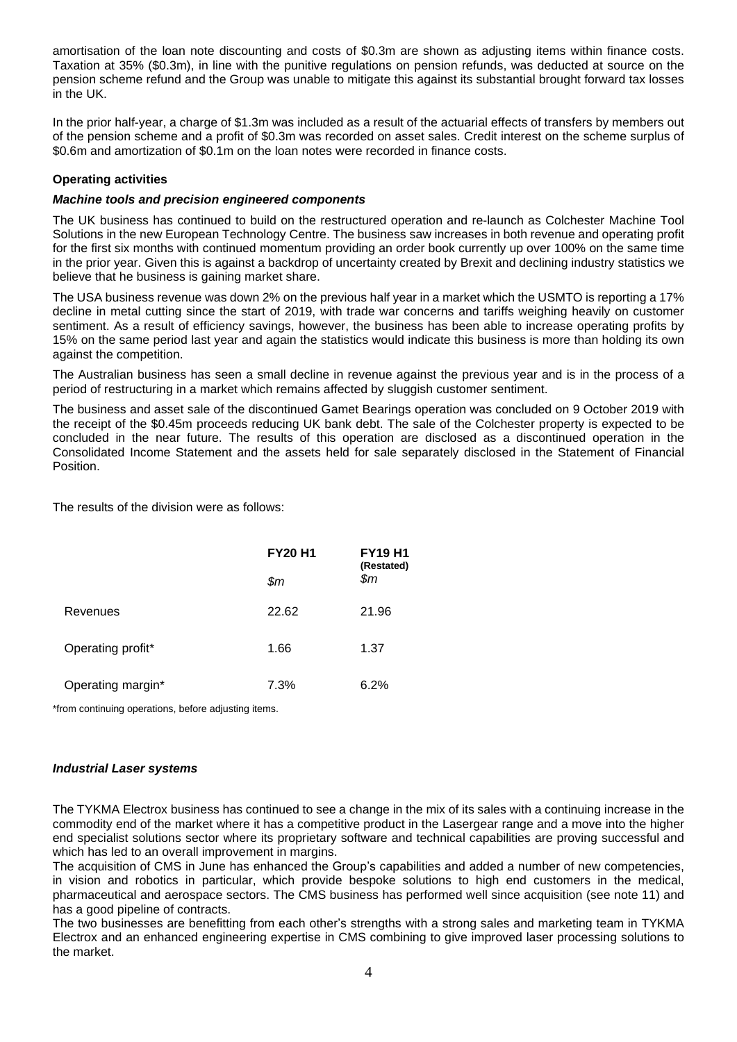amortisation of the loan note discounting and costs of $0.3m are shown as adjusting items within finance costs. Taxation at 35% ($0.3m), in line with the punitive regulations on pension refunds, was deducted at source on the pension scheme refund and the Group was unable to mitigate this against its substantial brought forward tax losses in the UK.

In the prior half-year, a charge of $1.3m was included as a result of the actuarial effects of transfers by members out of the pension scheme and a profit of $0.3m was recorded on asset sales. Credit interest on the scheme surplus of $0.6m and amortization of $0.1m on the loan notes were recorded in finance costs.

**Operating activities**

***Machine tools and precision engineered components***

The UK business has continued to build on the restructured operation and re-launch as Colchester Machine Tool Solutions in the new European Technology Centre. The business saw increases in both revenue and operating profit for the first six months with continued momentum providing an order book currently up over 100% on the same time in the prior year. Given this is against a backdrop of uncertainty created by Brexit and declining industry statistics we believe that he business is gaining market share.

The USA business revenue was down 2% on the previous half year in a market which the USMTO is reporting a 17% decline in metal cutting since the start of 2019, with trade war concerns and tariffs weighing heavily on customer sentiment. As a result of efficiency savings, however, the business has been able to increase operating profits by 15% on the same period last year and again the statistics would indicate this business is more than holding its own against the competition.

The Australian business has seen a small decline in revenue against the previous year and is in the process of a period of restructuring in a market which remains affected by sluggish customer sentiment.

The business and asset sale of the discontinued Gamet Bearings operation was concluded on 9 October 2019 with the receipt of the $0.45m proceeds reducing UK bank debt. The sale of the Colchester property is expected to be concluded in the near future. The results of this operation are disclosed as a discontinued operation in the Consolidated Income Statement and the assets held for sale separately disclosed in the Statement of Financial Position.

The results of the division were as follows:

| | **FY20 H1** | **FY19 H1 (Restated)** |
|---|---|---|
| | *$m* | *$m* |
| Revenues | 22.62 | 21.96 |
| Operating profit* | 1.66 | 1.37 |
| Operating margin* | 7.3% | 6.2% |

*from continuing operations, before adjusting items.

***Industrial Laser systems***

The TYKMA Electrox business has continued to see a change in the mix of its sales with a continuing increase in the commodity end of the market where it has a competitive product in the Lasergear range and a move into the higher end specialist solutions sector where its proprietary software and technical capabilities are proving successful and which has led to an overall improvement in margins.

The acquisition of CMS in June has enhanced the Group's capabilities and added a number of new competencies, in vision and robotics in particular, which provide bespoke solutions to high end customers in the medical, pharmaceutical and aerospace sectors. The CMS business has performed well since acquisition (see note 11) and has a good pipeline of contracts.

The two businesses are benefitting from each other's strengths with a strong sales and marketing team in TYKMA Electrox and an enhanced engineering expertise in CMS combining to give improved laser processing solutions to the market.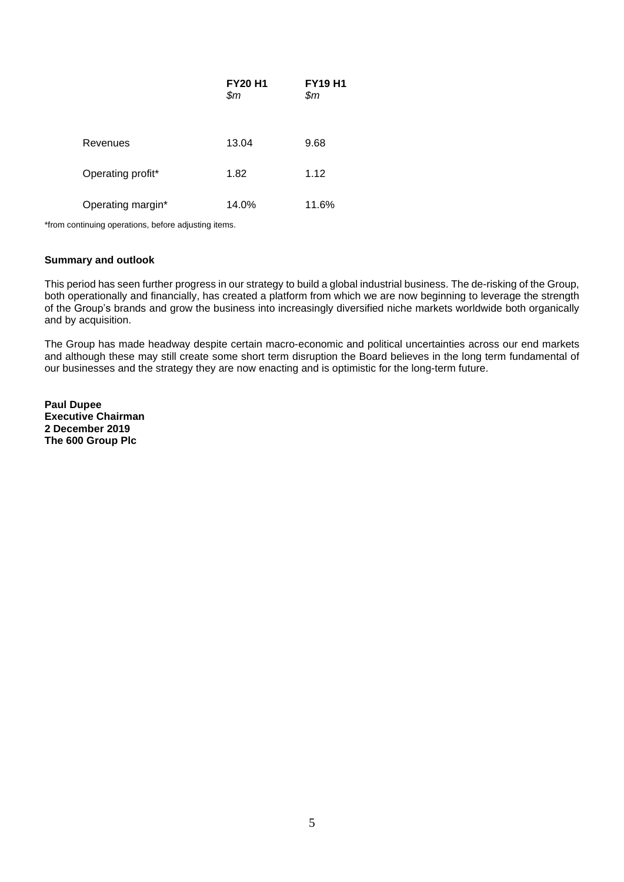| | **FY20 H1** *$m* | **FY19 H1** *$m* |
|---|---|---|
| Revenues | 13.04 | 9.68 |
| Operating profit* | 1.82 | 1.12 |
| Operating margin* | 14.0% | 11.6% |

*from continuing operations, before adjusting items.

**Summary and outlook**

This period has seen further progress in our strategy to build a global industrial business. The de-risking of the Group, both operationally and financially, has created a platform from which we are now beginning to leverage the strength of the Group's brands and grow the business into increasingly diversified niche markets worldwide both organically and by acquisition.

The Group has made headway despite certain macro-economic and political uncertainties across our end markets and although these may still create some short term disruption the Board believes in the long term fundamental of our businesses and the strategy they are now enacting and is optimistic for the long-term future.

**Paul Dupee**
**Executive Chairman**
**2 December 2019**
**The 600 Group Plc**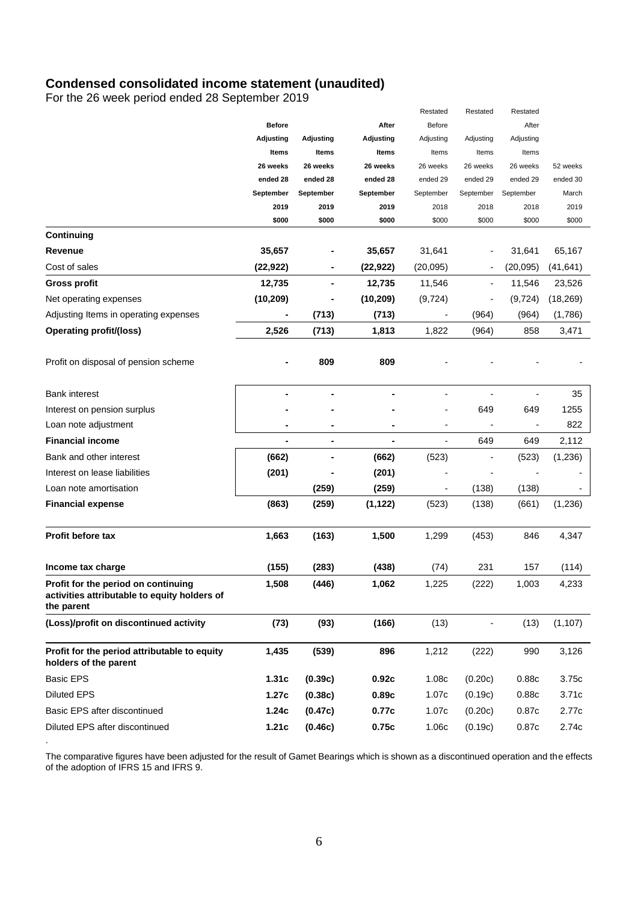## Condensed consolidated income statement (unaudited)

For the 26 week period ended 28 September 2019

| | Before Adjusting Items 26 weeks ended 28 September 2019 $000 | Adjusting Items 26 weeks ended 28 September 2019 $000 | After Adjusting Items 26 weeks ended 28 September 2019 $000 | Restated Before Adjusting Items 26 weeks ended 29 September 2018 $000 | Restated Adjusting Items 26 weeks ended 29 September 2018 $000 | Restated After Adjusting Items 26 weeks ended 29 September 2018 $000 | 52 weeks ended 30 March 2019 $000 |
|---|---|---|---|---|---|---|---|
| **Continuing** | | | | | | | |
| **Revenue** | **35,657** | **-** | **35,657** | 31,641 | - | 31,641 | 65,167 |
| Cost of sales | **(22,922)** | **-** | **(22,922)** | (20,095) | - | (20,095) | (41,641) |
| **Gross profit** | **12,735** | **-** | **12,735** | 11,546 | - | 11,546 | 23,526 |
| Net operating expenses | **(10,209)** | **-** | **(10,209)** | (9,724) | - | (9,724) | (18,269) |
| Adjusting Items in operating expenses | **-** | **(713)** | **(713)** | - | (964) | (964) | (1,786) |
| **Operating profit/(loss)** | **2,526** | **(713)** | **1,813** | 1,822 | (964) | 858 | 3,471 |
| Profit on disposal of pension scheme | **-** | **809** | **809** | - | - | - | - |
| Bank interest | **-** | **-** | **-** | - | - | - | 35 |
| Interest on pension surplus | **-** | **-** | **-** | - | 649 | 649 | 1255 |
| Loan note adjustment | **-** | **-** | **-** | - | - | - | 822 |
| **Financial income** | **-** | **-** | **-** | - | 649 | 649 | 2,112 |
| Bank and other interest | **(662)** | **-** | **(662)** | (523) | - | (523) | (1,236) |
| Interest on lease liabilities | **(201)** | **-** | **(201)** | - | - | - | - |
| Loan note amortisation | | **(259)** | **(259)** | - | (138) | (138) | - |
| **Financial expense** | **(863)** | **(259)** | **(1,122)** | (523) | (138) | (661) | (1,236) |
| **Profit before tax** | **1,663** | **(163)** | **1,500** | 1,299 | (453) | 846 | 4,347 |
| **Income tax charge** | **(155)** | **(283)** | **(438)** | (74) | 231 | 157 | (114) |
| **Profit for the period on continuing activities attributable to equity holders of the parent** | **1,508** | **(446)** | **1,062** | 1,225 | (222) | 1,003 | 4,233 |
| **(Loss)/profit on discontinued activity** | **(73)** | **(93)** | **(166)** | (13) | - | (13) | (1,107) |
| **Profit for the period attributable to equity holders of the parent** | **1,435** | **(539)** | **896** | 1,212 | (222) | 990 | 3,126 |
| Basic EPS | **1.31c** | **(0.39c)** | **0.92c** | 1.08c | (0.20c) | 0.88c | 3.75c |
| Diluted EPS | **1.27c** | **(0.38c)** | **0.89c** | 1.07c | (0.19c) | 0.88c | 3.71c |
| Basic EPS after discontinued | **1.24c** | **(0.47c)** | **0.77c** | 1.07c | (0.20c) | 0.87c | 2.77c |
| Diluted EPS after discontinued | **1.21c** | **(0.46c)** | **0.75c** | 1.06c | (0.19c) | 0.87c | 2.74c |

The comparative figures have been adjusted for the result of Gamet Bearings which is shown as a discontinued operation and the effects of the adoption of IFRS 15 and IFRS 9.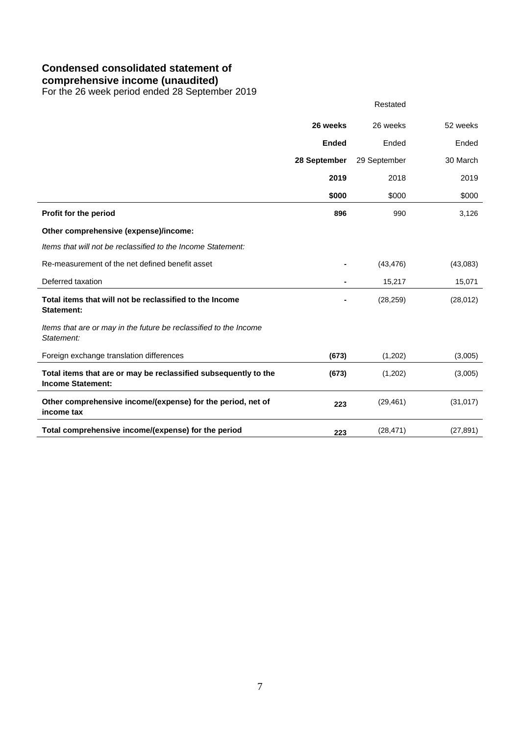## Condensed consolidated statement of comprehensive income (unaudited)

For the 26 week period ended 28 September 2019

| | **26 weeks Ended 28 September 2019** | Restated 26 weeks Ended 29 September 2018 | 52 weeks Ended 30 March 2019 |
|---|---|---|---|
| | **\$000** | \$000 | \$000 |
| **Profit for the period** | **896** | 990 | 3,126 |
| **Other comprehensive (expense)/income:** | | | |
| *Items that will not be reclassified to the Income Statement:* | | | |
| Re-measurement of the net defined benefit asset | **-** | (43,476) | (43,083) |
| Deferred taxation | **-** | 15,217 | 15,071 |
| **Total items that will not be reclassified to the Income Statement:** | **-** | (28,259) | (28,012) |
| *Items that are or may in the future be reclassified to the Income Statement:* | | | |
| Foreign exchange translation differences | **(673)** | (1,202) | (3,005) |
| **Total items that are or may be reclassified subsequently to the Income Statement:** | **(673)** | (1,202) | (3,005) |
| **Other comprehensive income/(expense) for the period, net of income tax** | **223** | (29,461) | (31,017) |
| **Total comprehensive income/(expense) for the period** | **223** | (28,471) | (27,891) |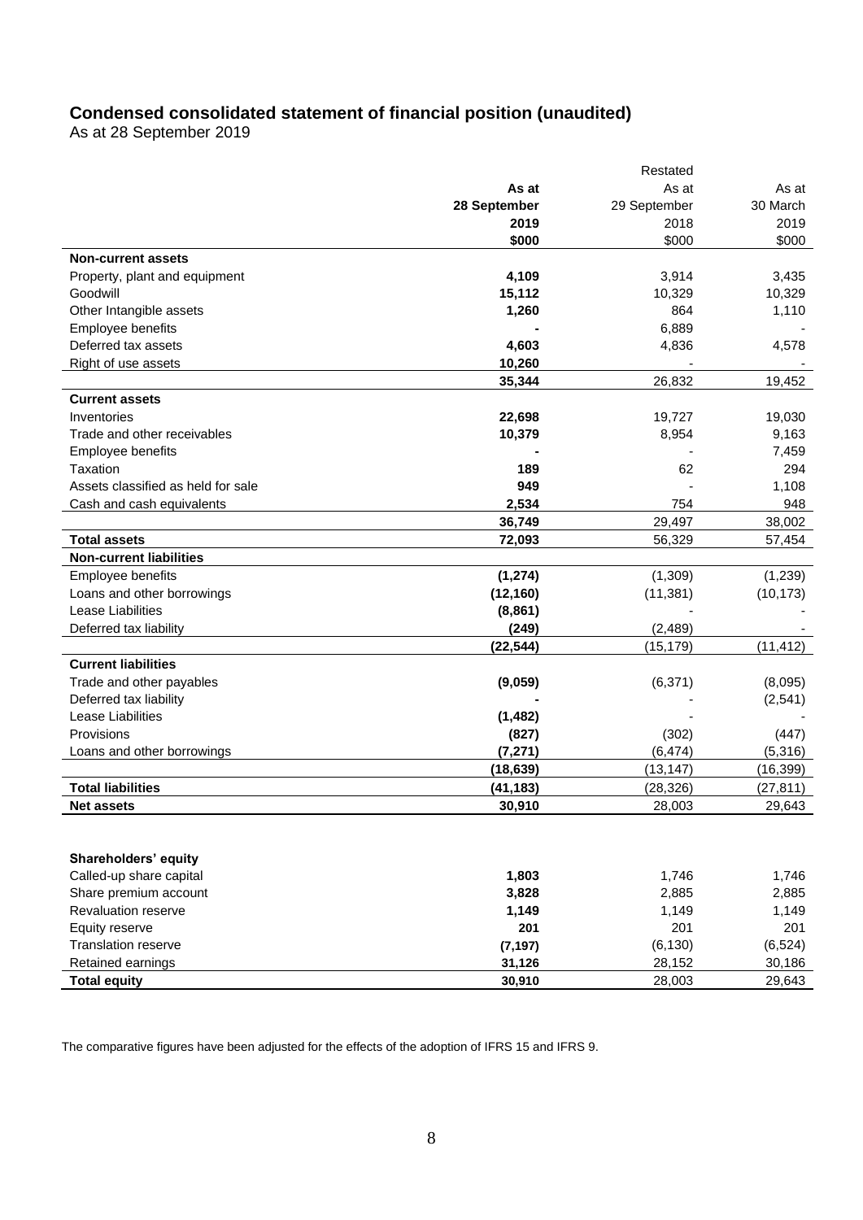## Condensed consolidated statement of financial position (unaudited)

As at 28 September 2019

| | As at 28 September 2019 $000 | Restated As at 29 September 2018 $000 | As at 30 March 2019 $000 |
|---|---|---|---|
| **Non-current assets** | | | |
| Property, plant and equipment | **4,109** | 3,914 | 3,435 |
| Goodwill | **15,112** | 10,329 | 10,329 |
| Other Intangible assets | **1,260** | 864 | 1,110 |
| Employee benefits | **-** | 6,889 | - |
| Deferred tax assets | **4,603** | 4,836 | 4,578 |
| Right of use assets | **10,260** | - | - |
| | **35,344** | 26,832 | 19,452 |
| **Current assets** | | | |
| Inventories | **22,698** | 19,727 | 19,030 |
| Trade and other receivables | **10,379** | 8,954 | 9,163 |
| Employee benefits | **-** | - | 7,459 |
| Taxation | **189** | 62 | 294 |
| Assets classified as held for sale | **949** | - | 1,108 |
| Cash and cash equivalents | **2,534** | 754 | 948 |
| | **36,749** | 29,497 | 38,002 |
| **Total assets** | **72,093** | 56,329 | 57,454 |
| **Non-current liabilities** | | | |
| Employee benefits | **(1,274)** | (1,309) | (1,239) |
| Loans and other borrowings | **(12,160)** | (11,381) | (10,173) |
| Lease Liabilities | **(8,861)** | - | - |
| Deferred tax liability | **(249)** | (2,489) | - |
| | **(22,544)** | (15,179) | (11,412) |
| **Current liabilities** | | | |
| Trade and other payables | **(9,059)** | (6,371) | (8,095) |
| Deferred tax liability | **-** | - | (2,541) |
| Lease Liabilities | **(1,482)** | - | - |
| Provisions | **(827)** | (302) | (447) |
| Loans and other borrowings | **(7,271)** | (6,474) | (5,316) |
| | **(18,639)** | (13,147) | (16,399) |
| **Total liabilities** | **(41,183)** | (28,326) | (27,811) |
| **Net assets** | **30,910** | 28,003 | 29,643 |
| | | | |
| **Shareholders' equity** | | | |
| Called-up share capital | **1,803** | 1,746 | 1,746 |
| Share premium account | **3,828** | 2,885 | 2,885 |
| Revaluation reserve | **1,149** | 1,149 | 1,149 |
| Equity reserve | **201** | 201 | 201 |
| Translation reserve | **(7,197)** | (6,130) | (6,524) |
| Retained earnings | **31,126** | 28,152 | 30,186 |
| **Total equity** | **30,910** | 28,003 | 29,643 |

The comparative figures have been adjusted for the effects of the adoption of IFRS 15 and IFRS 9.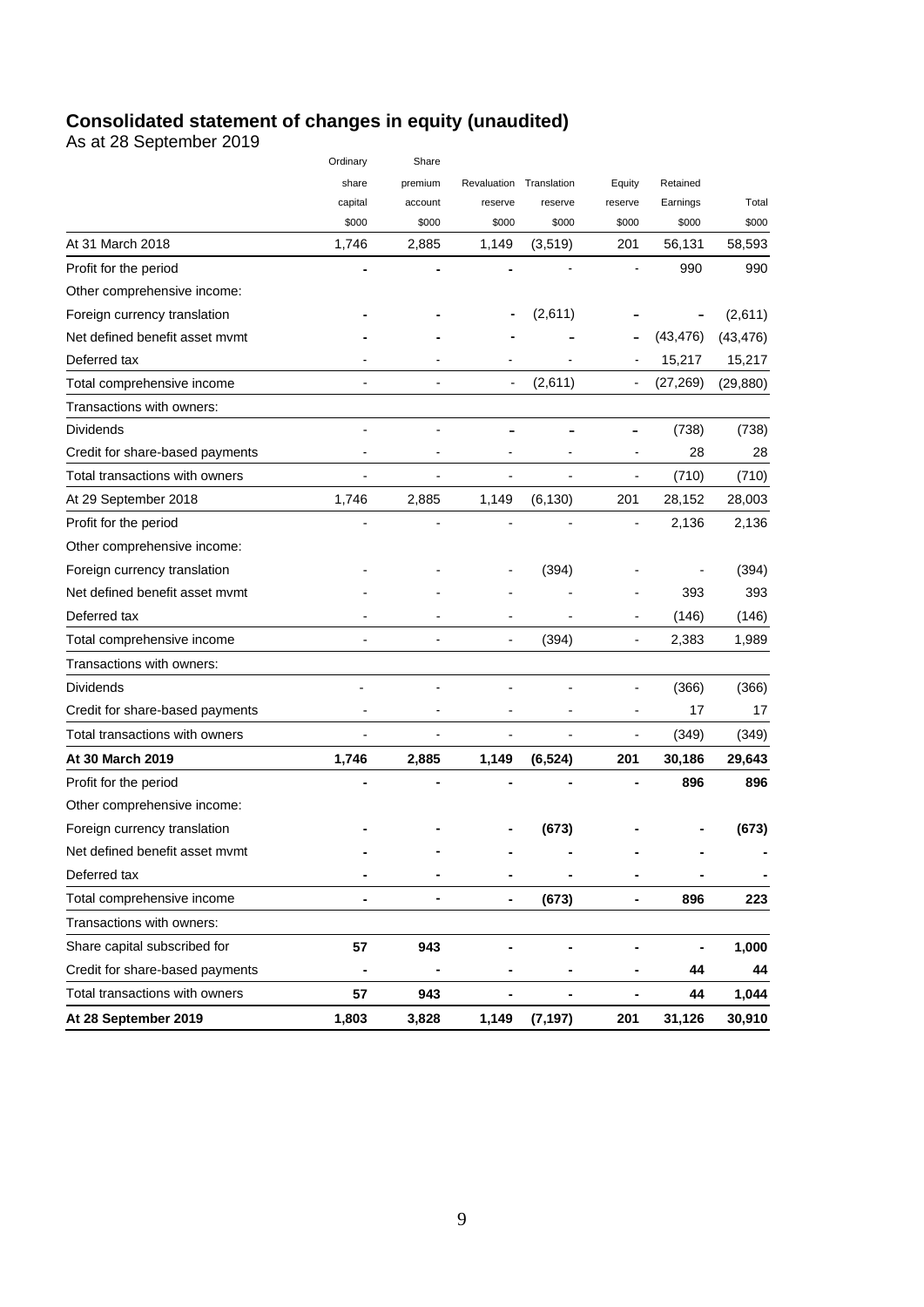# Consolidated statement of changes in equity (unaudited)

As at 28 September 2019

| | Ordinary share capital $000 | Share premium account $000 | Revaluation reserve $000 | Translation reserve $000 | Equity reserve $000 | Retained Earnings $000 | Total $000 |
|---|---|---|---|---|---|---|---|
| At 31 March 2018 | 1,746 | 2,885 | 1,149 | (3,519) | 201 | 56,131 | 58,593 |
| Profit for the period | - | - | - | - | - | 990 | 990 |
| Other comprehensive income: | | | | | | | |
| Foreign currency translation | - | - | - | (2,611) | - | - | (2,611) |
| Net defined benefit asset mvmt | - | - | - | - | - | (43,476) | (43,476) |
| Deferred tax | - | - | - | - | - | 15,217 | 15,217 |
| Total comprehensive income | - | - | - | (2,611) | - | (27,269) | (29,880) |
| Transactions with owners: | | | | | | | |
| Dividends | - | - | - | - | - | (738) | (738) |
| Credit for share-based payments | - | - | - | - | - | 28 | 28 |
| Total transactions with owners | - | - | - | - | - | (710) | (710) |
| At 29 September 2018 | 1,746 | 2,885 | 1,149 | (6,130) | 201 | 28,152 | 28,003 |
| Profit for the period | - | - | - | - | - | 2,136 | 2,136 |
| Other comprehensive income: | | | | | | | |
| Foreign currency translation | - | - | - | (394) | - | - | (394) |
| Net defined benefit asset mvmt | - | - | - | - | - | 393 | 393 |
| Deferred tax | - | - | - | - | - | (146) | (146) |
| Total comprehensive income | - | - | - | (394) | - | 2,383 | 1,989 |
| Transactions with owners: | | | | | | | |
| Dividends | - | - | - | - | - | (366) | (366) |
| Credit for share-based payments | - | - | - | - | - | 17 | 17 |
| Total transactions with owners | - | - | - | - | - | (349) | (349) |
| **At 30 March 2019** | **1,746** | **2,885** | **1,149** | **(6,524)** | **201** | **30,186** | **29,643** |
| Profit for the period | **-** | **-** | **-** | **-** | **-** | **896** | **896** |
| Other comprehensive income: | | | | | | | |
| Foreign currency translation | **-** | **-** | **-** | **(673)** | **-** | **-** | **(673)** |
| Net defined benefit asset mvmt | **-** | **-** | **-** | **-** | **-** | **-** | **-** |
| Deferred tax | **-** | **-** | **-** | **-** | **-** | **-** | **-** |
| Total comprehensive income | **-** | **-** | **-** | **(673)** | **-** | **896** | **223** |
| Transactions with owners: | | | | | | | |
| Share capital subscribed for | **57** | **943** | **-** | **-** | **-** | **-** | **1,000** |
| Credit for share-based payments | **-** | **-** | **-** | **-** | **-** | **44** | **44** |
| Total transactions with owners | **57** | **943** | **-** | **-** | **-** | **44** | **1,044** |
| **At 28 September 2019** | **1,803** | **3,828** | **1,149** | **(7,197)** | **201** | **31,126** | **30,910** |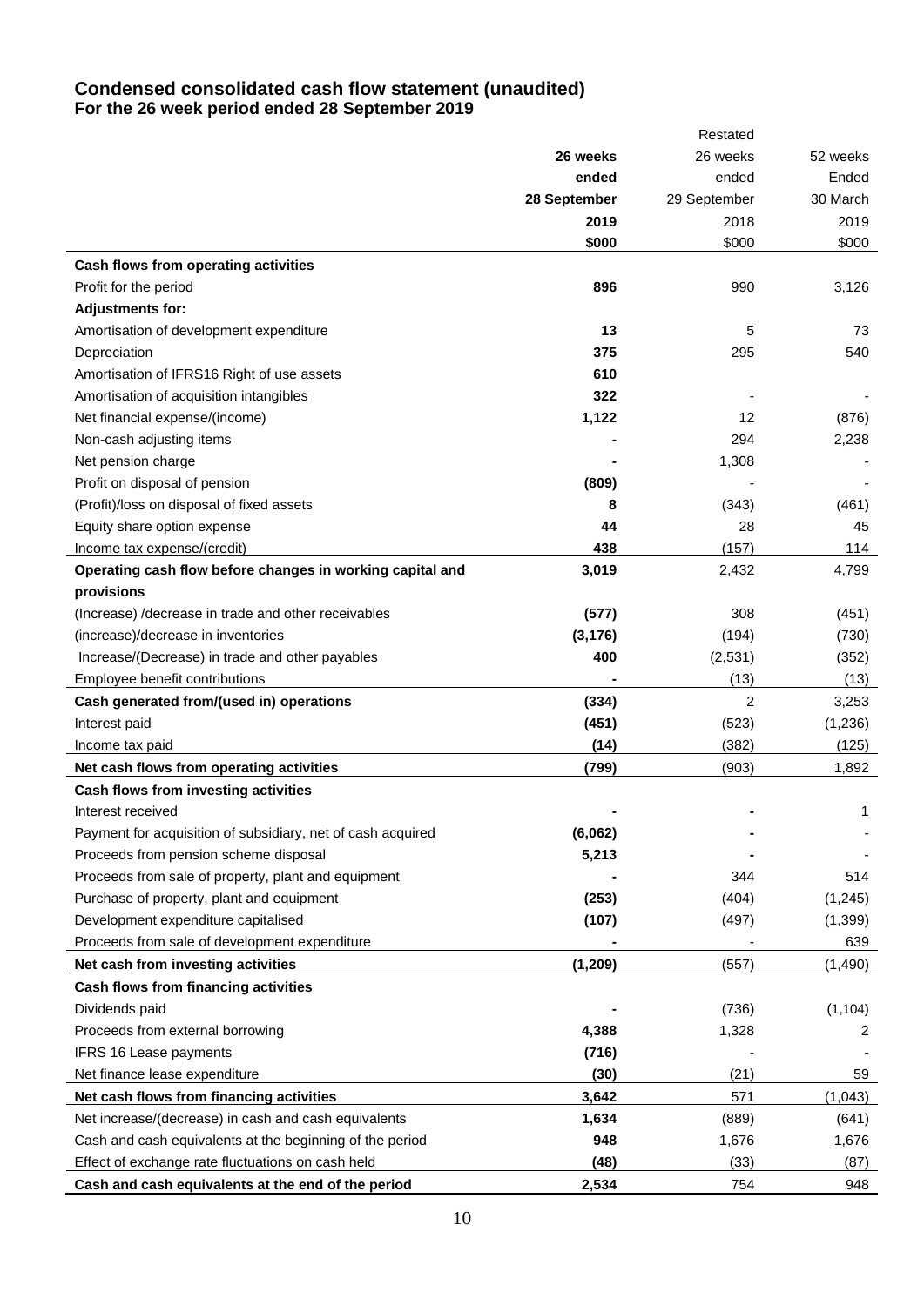## Condensed consolidated cash flow statement (unaudited)
### For the 26 week period ended 28 September 2019

| | 26 weeks ended 28 September 2019 $000 | Restated 26 weeks ended 29 September 2018 $000 | 52 weeks Ended 30 March 2019 $000 |
|---|---|---|---|
| **Cash flows from operating activities** | | | |
| Profit for the period | **896** | 990 | 3,126 |
| **Adjustments for:** | | | |
| Amortisation of development expenditure | **13** | 5 | 73 |
| Depreciation | **375** | 295 | 540 |
| Amortisation of IFRS16 Right of use assets | **610** | | |
| Amortisation of acquisition intangibles | **322** | - | - |
| Net financial expense/(income) | **1,122** | 12 | (876) |
| Non-cash adjusting items | **-** | 294 | 2,238 |
| Net pension charge | **-** | 1,308 | - |
| Profit on disposal of pension | **(809)** | - | - |
| (Profit)/loss on disposal of fixed assets | **8** | (343) | (461) |
| Equity share option expense | **44** | 28 | 45 |
| Income tax expense/(credit) | **438** | (157) | 114 |
| **Operating cash flow before changes in working capital and provisions** | **3,019** | 2,432 | 4,799 |
| (Increase) /decrease in trade and other receivables | **(577)** | 308 | (451) |
| (increase)/decrease in inventories | **(3,176)** | (194) | (730) |
| Increase/(Decrease) in trade and other payables | **400** | (2,531) | (352) |
| Employee benefit contributions | **-** | (13) | (13) |
| **Cash generated from/(used in) operations** | **(334)** | 2 | 3,253 |
| Interest paid | **(451)** | (523) | (1,236) |
| Income tax paid | **(14)** | (382) | (125) |
| **Net cash flows from operating activities** | **(799)** | (903) | 1,892 |
| **Cash flows from investing activities** | | | |
| Interest received | **-** | **-** | 1 |
| Payment for acquisition of subsidiary, net of cash acquired | **(6,062)** | **-** | - |
| Proceeds from pension scheme disposal | **5,213** | **-** | - |
| Proceeds from sale of property, plant and equipment | **-** | 344 | 514 |
| Purchase of property, plant and equipment | **(253)** | (404) | (1,245) |
| Development expenditure capitalised | **(107)** | (497) | (1,399) |
| Proceeds from sale of development expenditure | **-** | - | 639 |
| **Net cash from investing activities** | **(1,209)** | (557) | (1,490) |
| **Cash flows from financing activities** | | | |
| Dividends paid | **-** | (736) | (1,104) |
| Proceeds from external borrowing | **4,388** | 1,328 | 2 |
| IFRS 16 Lease payments | **(716)** | - | - |
| Net finance lease expenditure | **(30)** | (21) | 59 |
| **Net cash flows from financing activities** | **3,642** | 571 | (1,043) |
| Net increase/(decrease) in cash and cash equivalents | **1,634** | (889) | (641) |
| Cash and cash equivalents at the beginning of the period | **948** | 1,676 | 1,676 |
| Effect of exchange rate fluctuations on cash held | **(48)** | (33) | (87) |
| **Cash and cash equivalents at the end of the period** | **2,534** | 754 | 948 |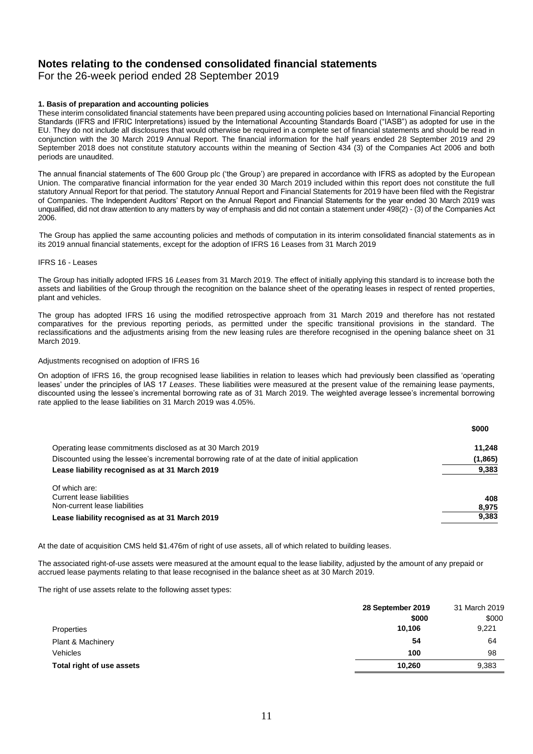# Notes relating to the condensed consolidated financial statements

For the 26-week period ended 28 September 2019

**1. Basis of preparation and accounting policies**

These interim consolidated financial statements have been prepared using accounting policies based on International Financial Reporting Standards (IFRS and IFRIC Interpretations) issued by the International Accounting Standards Board ("IASB") as adopted for use in the EU. They do not include all disclosures that would otherwise be required in a complete set of financial statements and should be read in conjunction with the 30 March 2019 Annual Report. The financial information for the half years ended 28 September 2019 and 29 September 2018 does not constitute statutory accounts within the meaning of Section 434 (3) of the Companies Act 2006 and both periods are unaudited.

The annual financial statements of The 600 Group plc ('the Group') are prepared in accordance with IFRS as adopted by the European Union. The comparative financial information for the year ended 30 March 2019 included within this report does not constitute the full statutory Annual Report for that period. The statutory Annual Report and Financial Statements for 2019 have been filed with the Registrar of Companies. The Independent Auditors' Report on the Annual Report and Financial Statements for the year ended 30 March 2019 was unqualified, did not draw attention to any matters by way of emphasis and did not contain a statement under 498(2) - (3) of the Companies Act 2006.

The Group has applied the same accounting policies and methods of computation in its interim consolidated financial statements as in its 2019 annual financial statements, except for the adoption of IFRS 16 Leases from 31 March 2019

IFRS 16 - Leases

The Group has initially adopted IFRS 16 *Leases* from 31 March 2019. The effect of initially applying this standard is to increase both the assets and liabilities of the Group through the recognition on the balance sheet of the operating leases in respect of rented properties, plant and vehicles.

The group has adopted IFRS 16 using the modified retrospective approach from 31 March 2019 and therefore has not restated comparatives for the previous reporting periods, as permitted under the specific transitional provisions in the standard. The reclassifications and the adjustments arising from the new leasing rules are therefore recognised in the opening balance sheet on 31 March 2019.

Adjustments recognised on adoption of IFRS 16

On adoption of IFRS 16, the group recognised lease liabilities in relation to leases which had previously been classified as 'operating leases' under the principles of IAS 17 *Leases*. These liabilities were measured at the present value of the remaining lease payments, discounted using the lessee's incremental borrowing rate as of 31 March 2019. The weighted average lessee's incremental borrowing rate applied to the lease liabilities on 31 March 2019 was 4.05%.

| | **$000** |
|---|---|
| Operating lease commitments disclosed as at 30 March 2019 | **11,248** |
| Discounted using the lessee's incremental borrowing rate of at the date of initial application | **(1,865)** |
| **Lease liability recognised as at 31 March 2019** | **9,383** |
| Of which are: | |
| Current lease liabilities | **408** |
| Non-current lease liabilities | **8,975** |
| **Lease liability recognised as at 31 March 2019** | **9,383** |

At the date of acquisition CMS held $1.476m of right of use assets, all of which related to building leases.

The associated right-of-use assets were measured at the amount equal to the lease liability, adjusted by the amount of any prepaid or accrued lease payments relating to that lease recognised in the balance sheet as at 30 March 2019.

The right of use assets relate to the following asset types:

| | **28 September 2019** | 31 March 2019 |
|---|---|---|
| | **$000** | $000 |
| Properties | **10,106** | 9,221 |
| Plant & Machinery | **54** | 64 |
| Vehicles | **100** | 98 |
| **Total right of use assets** | **10,260** | 9,383 |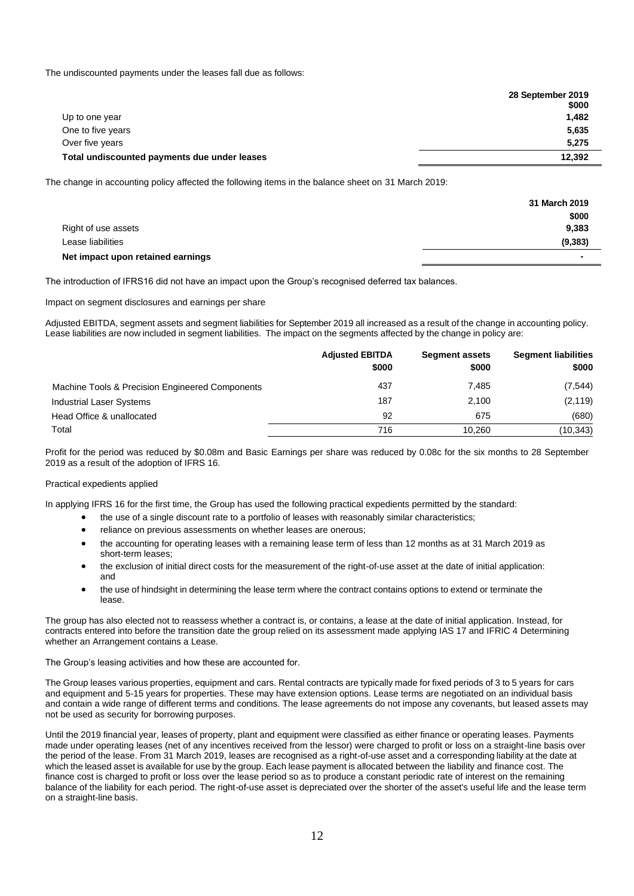The undiscounted payments under the leases fall due as follows:

| | 28 September 2019 |
|---|---|
| | $000 |
| Up to one year | 1,482 |
| One to five years | 5,635 |
| Over five years | 5,275 |
| **Total undiscounted payments due under leases** | **12,392** |

The change in accounting policy affected the following items in the balance sheet on 31 March 2019:

| | 31 March 2019 |
|---|---|
| | $000 |
| Right of use assets | 9,383 |
| Lease liabilities | (9,383) |
| **Net impact upon retained earnings** | - |

The introduction of IFRS16 did not have an impact upon the Group's recognised deferred tax balances.

Impact on segment disclosures and earnings per share

Adjusted EBITDA, segment assets and segment liabilities for September 2019 all increased as a result of the change in accounting policy. Lease liabilities are now included in segment liabilities. The impact on the segments affected by the change in policy are:

| | Adjusted EBITDA $000 | Segment assets $000 | Segment liabilities $000 |
|---|---|---|---|
| Machine Tools & Precision Engineered Components | 437 | 7,485 | (7,544) |
| Industrial Laser Systems | 187 | 2,100 | (2,119) |
| Head Office & unallocated | 92 | 675 | (680) |
| Total | 716 | 10,260 | (10,343) |

Profit for the period was reduced by $0.08m and Basic Earnings per share was reduced by 0.08c for the six months to 28 September 2019 as a result of the adoption of IFRS 16.

Practical expedients applied

In applying IFRS 16 for the first time, the Group has used the following practical expedients permitted by the standard:

- the use of a single discount rate to a portfolio of leases with reasonably similar characteristics;
- reliance on previous assessments on whether leases are onerous;
- the accounting for operating leases with a remaining lease term of less than 12 months as at 31 March 2019 as short-term leases;
- the exclusion of initial direct costs for the measurement of the right-of-use asset at the date of initial application: and
- the use of hindsight in determining the lease term where the contract contains options to extend or terminate the lease.

The group has also elected not to reassess whether a contract is, or contains, a lease at the date of initial application. Instead, for contracts entered into before the transition date the group relied on its assessment made applying IAS 17 and IFRIC 4 Determining whether an Arrangement contains a Lease.

The Group's leasing activities and how these are accounted for.

The Group leases various properties, equipment and cars. Rental contracts are typically made for fixed periods of 3 to 5 years for cars and equipment and 5-15 years for properties. These may have extension options. Lease terms are negotiated on an individual basis and contain a wide range of different terms and conditions. The lease agreements do not impose any covenants, but leased assets may not be used as security for borrowing purposes.

Until the 2019 financial year, leases of property, plant and equipment were classified as either finance or operating leases. Payments made under operating leases (net of any incentives received from the lessor) were charged to profit or loss on a straight-line basis over the period of the lease. From 31 March 2019, leases are recognised as a right-of-use asset and a corresponding liability at the date at which the leased asset is available for use by the group. Each lease payment is allocated between the liability and finance cost. The finance cost is charged to profit or loss over the lease period so as to produce a constant periodic rate of interest on the remaining balance of the liability for each period. The right-of-use asset is depreciated over the shorter of the asset's useful life and the lease term on a straight-line basis.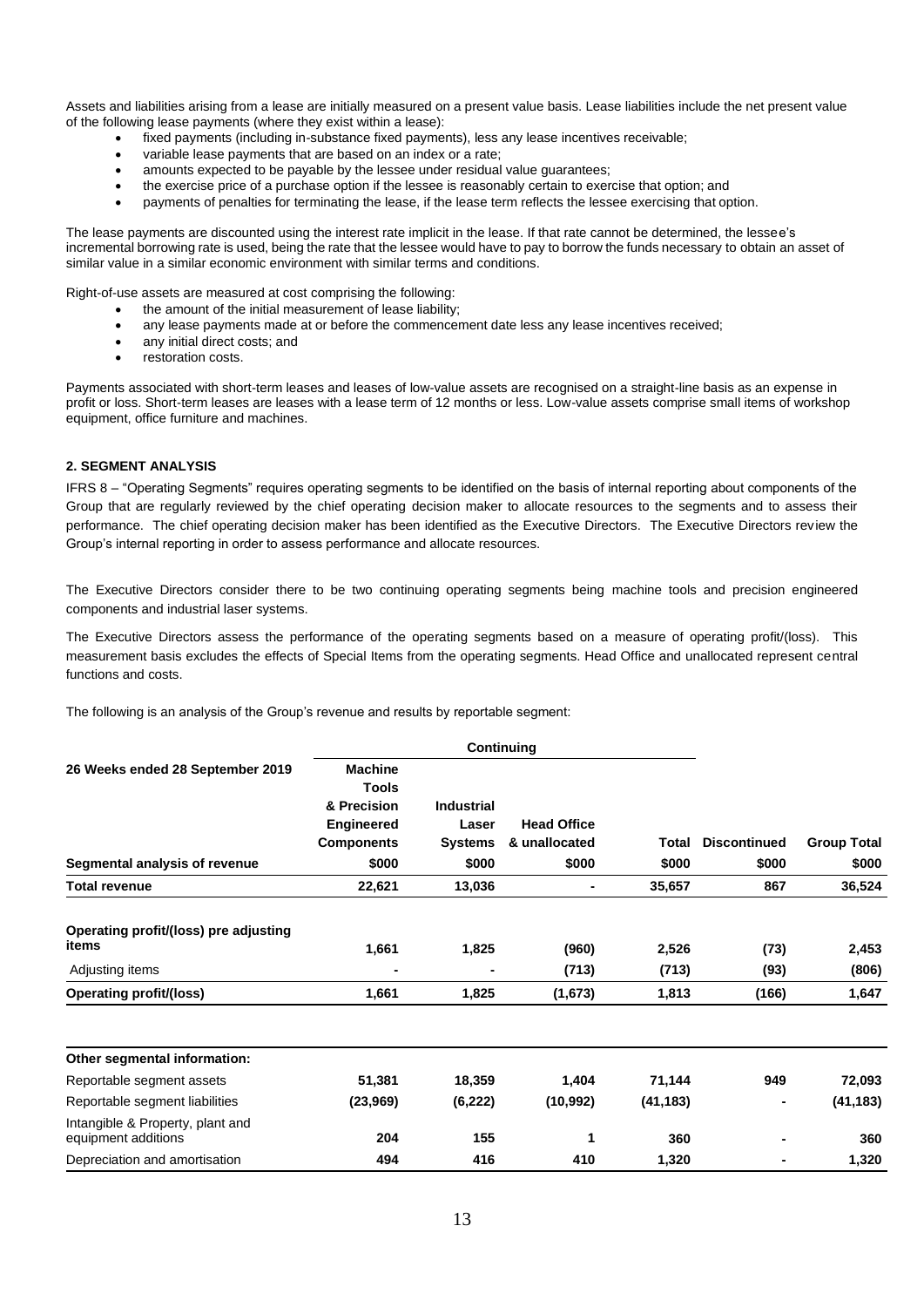Assets and liabilities arising from a lease are initially measured on a present value basis. Lease liabilities include the net present value of the following lease payments (where they exist within a lease):

- fixed payments (including in-substance fixed payments), less any lease incentives receivable;
- variable lease payments that are based on an index or a rate;
- amounts expected to be payable by the lessee under residual value guarantees;
- the exercise price of a purchase option if the lessee is reasonably certain to exercise that option; and
- payments of penalties for terminating the lease, if the lease term reflects the lessee exercising that option.

The lease payments are discounted using the interest rate implicit in the lease. If that rate cannot be determined, the lessee's incremental borrowing rate is used, being the rate that the lessee would have to pay to borrow the funds necessary to obtain an asset of similar value in a similar economic environment with similar terms and conditions.

Right-of-use assets are measured at cost comprising the following:

- the amount of the initial measurement of lease liability;
- any lease payments made at or before the commencement date less any lease incentives received;
- any initial direct costs; and
- restoration costs.

Payments associated with short-term leases and leases of low-value assets are recognised on a straight-line basis as an expense in profit or loss. Short-term leases are leases with a lease term of 12 months or less. Low-value assets comprise small items of workshop equipment, office furniture and machines.

## 2. SEGMENT ANALYSIS

IFRS 8 – "Operating Segments" requires operating segments to be identified on the basis of internal reporting about components of the Group that are regularly reviewed by the chief operating decision maker to allocate resources to the segments and to assess their performance. The chief operating decision maker has been identified as the Executive Directors. The Executive Directors review the Group's internal reporting in order to assess performance and allocate resources.

The Executive Directors consider there to be two continuing operating segments being machine tools and precision engineered components and industrial laser systems.

The Executive Directors assess the performance of the operating segments based on a measure of operating profit/(loss). This measurement basis excludes the effects of Special Items from the operating segments. Head Office and unallocated represent central functions and costs.

The following is an analysis of the Group's revenue and results by reportable segment:

| | Continuing | | | | | |
|---|---|---|---|---|---|---|
| **26 Weeks ended 28 September 2019** | **Machine Tools & Precision Engineered Components** | **Industrial Laser Systems** | **Head Office & unallocated** | **Total** | **Discontinued** | **Group Total** |
| **Segmental analysis of revenue** | **\$000** | **\$000** | **\$000** | **\$000** | **\$000** | **\$000** |
| **Total revenue** | **22,621** | **13,036** | **-** | **35,657** | **867** | **36,524** |
| **Operating profit/(loss) pre adjusting items** | **1,661** | **1,825** | **(960)** | **2,526** | **(73)** | **2,453** |
| Adjusting items | **-** | **-** | **(713)** | **(713)** | **(93)** | **(806)** |
| **Operating profit/(loss)** | **1,661** | **1,825** | **(1,673)** | **1,813** | **(166)** | **1,647** |
| **Other segmental information:** | | | | | | |
| Reportable segment assets | **51,381** | **18,359** | **1,404** | **71,144** | **949** | **72,093** |
| Reportable segment liabilities | **(23,969)** | **(6,222)** | **(10,992)** | **(41,183)** | **-** | **(41,183)** |
| Intangible & Property, plant and equipment additions | **204** | **155** | **1** | **360** | **-** | **360** |
| Depreciation and amortisation | **494** | **416** | **410** | **1,320** | **-** | **1,320** |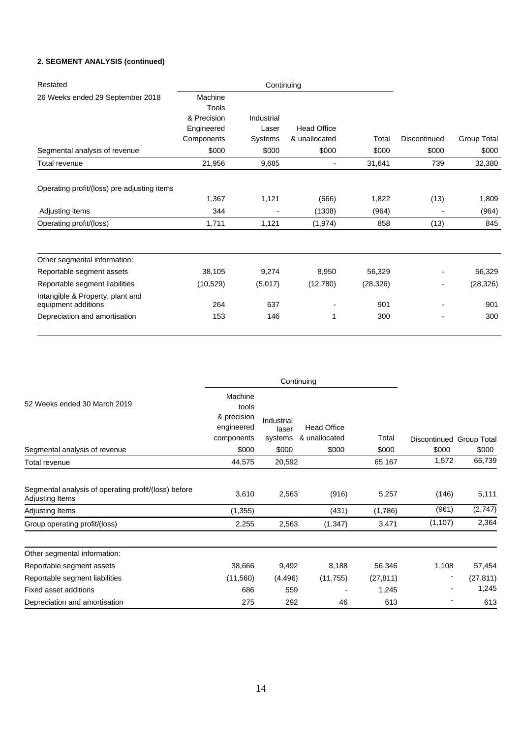**2. SEGMENT ANALYSIS (continued)**

| Restated | Continuing | | | | | |
|---|---|---|---|---|---|---|
| 26 Weeks ended 29 September 2018 | Machine Tools & Precision Engineered Components | Industrial Laser Systems | Head Office & unallocated | Total | Discontinued | Group Total |
| Segmental analysis of revenue | $000 | $000 | $000 | $000 | $000 | $000 |
| Total revenue | 21,956 | 9,685 | - | 31,641 | 739 | 32,380 |
| Operating profit/(loss) pre adjusting items | 1,367 | 1,121 | (666) | 1,822 | (13) | 1,809 |
| Adjusting items | 344 | - | (1308) | (964) | - | (964) |
| Operating profit/(loss) | 1,711 | 1,121 | (1,974) | 858 | (13) | 845 |
| Other segmental information: | | | | | | |
| Reportable segment assets | 38,105 | 9,274 | 8,950 | 56,329 | - | 56,329 |
| Reportable segment liabilities | (10,529) | (5,017) | (12,780) | (28,326) | - | (28,326) |
| Intangible & Property, plant and equipment additions | 264 | 637 | - | 901 | - | 901 |
| Depreciation and amortisation | 153 | 146 | 1 | 300 | - | 300 |

| | Continuing | | | | | |
|---|---|---|---|---|---|---|
| 52 Weeks ended 30 March 2019 | Machine tools & precision engineered components | Industrial laser systems | Head Office & unallocated | Total | Discontinued | Group Total |
| Segmental analysis of revenue | $000 | $000 | $000 | $000 | $000 | $000 |
| Total revenue | 44,575 | 20,592 | | 65,167 | 1,572 | 66,739 |
| Segmental analysis of operating profit/(loss) before Adjusting Items | 3,610 | 2,563 | (916) | 5,257 | (146) | 5,111 |
| Adjusting Items | (1,355) | | (431) | (1,786) | (961) | (2,747) |
| Group operating profit/(loss) | 2,255 | 2,563 | (1,347) | 3,471 | (1,107) | 2,364 |
| Other segmental information: | | | | | | |
| Reportable segment assets | 38,666 | 9,492 | 8,188 | 56,346 | 1,108 | 57,454 |
| Reportable segment liabilities | (11,560) | (4,496) | (11,755) | (27,811) | - | (27,811) |
| Fixed asset additions | 686 | 559 | - | 1,245 | - | 1,245 |
| Depreciation and amortisation | 275 | 292 | 46 | 613 | - | 613 |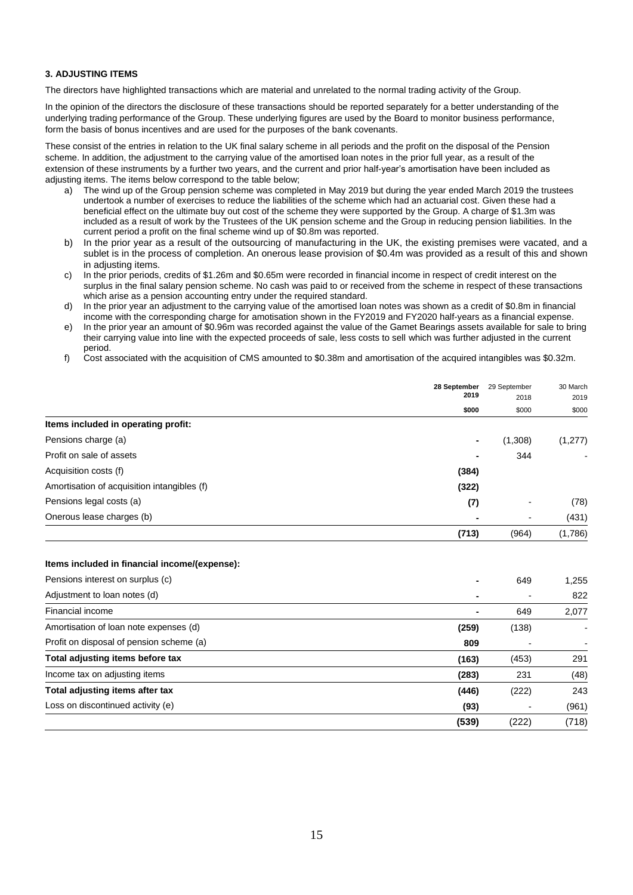### 3. ADJUSTING ITEMS

The directors have highlighted transactions which are material and unrelated to the normal trading activity of the Group.

In the opinion of the directors the disclosure of these transactions should be reported separately for a better understanding of the underlying trading performance of the Group. These underlying figures are used by the Board to monitor business performance, form the basis of bonus incentives and are used for the purposes of the bank covenants.

These consist of the entries in relation to the UK final salary scheme in all periods and the profit on the disposal of the Pension scheme. In addition, the adjustment to the carrying value of the amortised loan notes in the prior full year, as a result of the extension of these instruments by a further two years, and the current and prior half-year's amortisation have been included as adjusting items. The items below correspond to the table below;

a) The wind up of the Group pension scheme was completed in May 2019 but during the year ended March 2019 the trustees undertook a number of exercises to reduce the liabilities of the scheme which had an actuarial cost. Given these had a beneficial effect on the ultimate buy out cost of the scheme they were supported by the Group. A charge of $1.3m was included as a result of work by the Trustees of the UK pension scheme and the Group in reducing pension liabilities. In the current period a profit on the final scheme wind up of $0.8m was reported.
b) In the prior year as a result of the outsourcing of manufacturing in the UK, the existing premises were vacated, and a sublet is in the process of completion. An onerous lease provision of $0.4m was provided as a result of this and shown in adjusting items.
c) In the prior periods, credits of $1.26m and $0.65m were recorded in financial income in respect of credit interest on the surplus in the final salary pension scheme. No cash was paid to or received from the scheme in respect of these transactions which arise as a pension accounting entry under the required standard.
d) In the prior year an adjustment to the carrying value of the amortised loan notes was shown as a credit of $0.8m in financial income with the corresponding charge for amotisation shown in the FY2019 and FY2020 half-years as a financial expense.
e) In the prior year an amount of $0.96m was recorded against the value of the Gamet Bearings assets available for sale to bring their carrying value into line with the expected proceeds of sale, less costs to sell which was further adjusted in the current period.
f) Cost associated with the acquisition of CMS amounted to $0.38m and amortisation of the acquired intangibles was $0.32m.

| | **28 September 2019** | 29 September 2018 | 30 March 2019 |
|---|---|---|---|
| | **$000** | $000 | $000 |
| **Items included in operating profit:** | | | |
| Pensions charge (a) | **-** | (1,308) | (1,277) |
| Profit on sale of assets | **-** | 344 | - |
| Acquisition costs (f) | **(384)** | | |
| Amortisation of acquisition intangibles (f) | **(322)** | | |
| Pensions legal costs (a) | **(7)** | - | (78) |
| Onerous lease charges (b) | **-** | - | (431) |
| | **(713)** | (964) | (1,786) |
| **Items included in financial income/(expense):** | | | |
| Pensions interest on surplus (c) | **-** | 649 | 1,255 |
| Adjustment to loan notes (d) | **-** | - | 822 |
| Financial income | **-** | 649 | 2,077 |
| Amortisation of loan note expenses (d) | **(259)** | (138) | - |
| Profit on disposal of pension scheme (a) | **809** | - | - |
| **Total adjusting items before tax** | **(163)** | (453) | 291 |
| Income tax on adjusting items | **(283)** | 231 | (48) |
| **Total adjusting items after tax** | **(446)** | (222) | 243 |
| Loss on discontinued activity (e) | **(93)** | - | (961) |
| | **(539)** | (222) | (718) |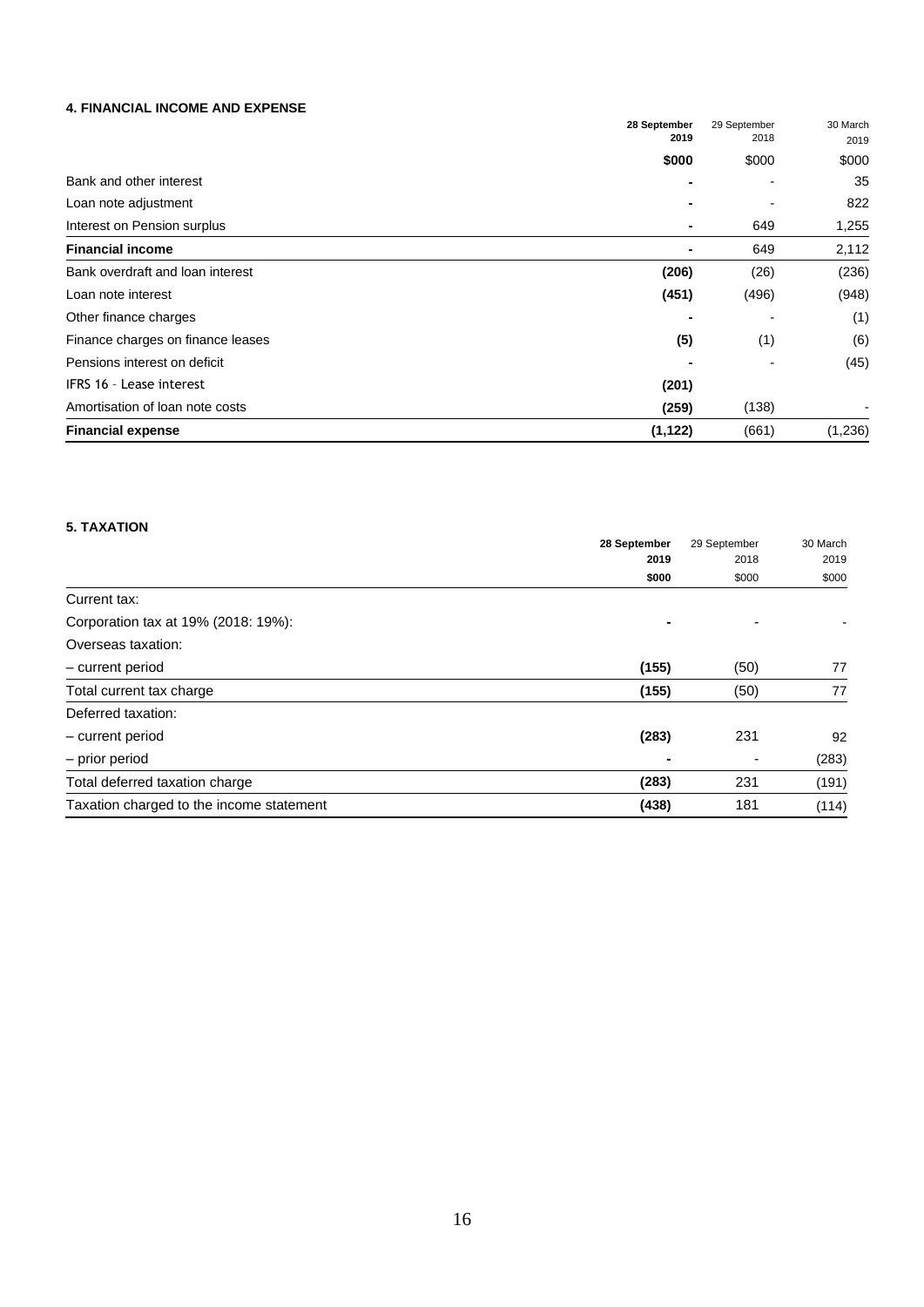#### 4. FINANCIAL INCOME AND EXPENSE

| | **28 September 2019** | 29 September 2018 | 30 March 2019 |
|---|---|---|---|
| | **\$000** | \$000 | \$000 |
| Bank and other interest | **-** | - | 35 |
| Loan note adjustment | **-** | - | 822 |
| Interest on Pension surplus | **-** | 649 | 1,255 |
| **Financial income** | **-** | 649 | 2,112 |
| Bank overdraft and loan interest | **(206)** | (26) | (236) |
| Loan note interest | **(451)** | (496) | (948) |
| Other finance charges | **-** | - | (1) |
| Finance charges on finance leases | **(5)** | (1) | (6) |
| Pensions interest on deficit | **-** | - | (45) |
| IFRS 16 - Lease interest | **(201)** | | |
| Amortisation of loan note costs | **(259)** | (138) | - |
| **Financial expense** | **(1,122)** | (661) | (1,236) |

#### 5. TAXATION

| | **28 September 2019** | 29 September 2018 | 30 March 2019 |
|---|---|---|---|
| | **\$000** | \$000 | \$000 |
| Current tax: | | | |
| Corporation tax at 19% (2018: 19%): | **-** | - | - |
| Overseas taxation: | | | |
| – current period | **(155)** | (50) | 77 |
| Total current tax charge | **(155)** | (50) | 77 |
| Deferred taxation: | | | |
| – current period | **(283)** | 231 | 92 |
| – prior period | **-** | - | (283) |
| Total deferred taxation charge | **(283)** | 231 | (191) |
| Taxation charged to the income statement | **(438)** | 181 | (114) |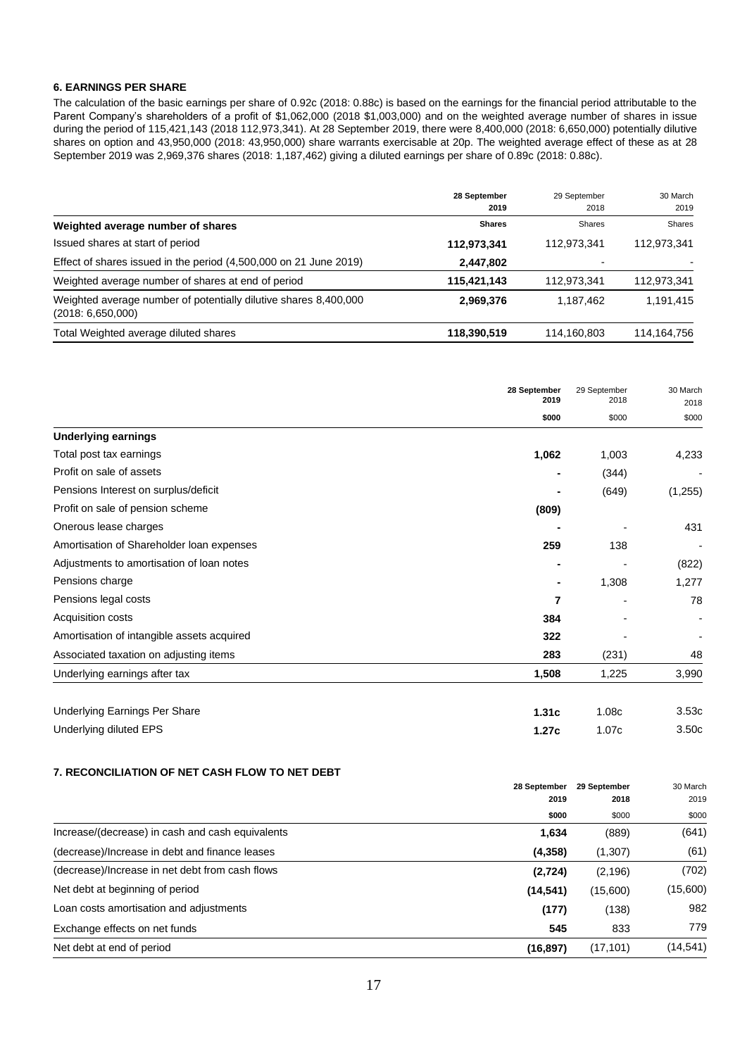### 6. EARNINGS PER SHARE

The calculation of the basic earnings per share of 0.92c (2018: 0.88c) is based on the earnings for the financial period attributable to the Parent Company's shareholders of a profit of $1,062,000 (2018 $1,003,000) and on the weighted average number of shares in issue during the period of 115,421,143 (2018 112,973,341). At 28 September 2019, there were 8,400,000 (2018: 6,650,000) potentially dilutive shares on option and 43,950,000 (2018: 43,950,000) share warrants exercisable at 20p. The weighted average effect of these as at 28 September 2019 was 2,969,376 shares (2018: 1,187,462) giving a diluted earnings per share of 0.89c (2018: 0.88c).

| | 28 September 2019 | 29 September 2018 | 30 March 2019 |
|---|---|---|---|
| **Weighted average number of shares** | **Shares** | Shares | Shares |
| Issued shares at start of period | **112,973,341** | 112,973,341 | 112,973,341 |
| Effect of shares issued in the period (4,500,000 on 21 June 2019) | **2,447,802** | - | - |
| Weighted average number of shares at end of period | **115,421,143** | 112,973,341 | 112,973,341 |
| Weighted average number of potentially dilutive shares 8,400,000 (2018: 6,650,000) | **2,969,376** | 1,187,462 | 1,191,415 |
| Total Weighted average diluted shares | **118,390,519** | 114,160,803 | 114,164,756 |

| | 28 September 2019 | 29 September 2018 | 30 March 2018 |
|---|---|---|---|
| | **$000** | $000 | $000 |
| **Underlying earnings** | | | |
| Total post tax earnings | **1,062** | 1,003 | 4,233 |
| Profit on sale of assets | **-** | (344) | - |
| Pensions Interest on surplus/deficit | **-** | (649) | (1,255) |
| Profit on sale of pension scheme | **(809)** | | |
| Onerous lease charges | **-** | - | 431 |
| Amortisation of Shareholder loan expenses | **259** | 138 | - |
| Adjustments to amortisation of loan notes | **-** | - | (822) |
| Pensions charge | **-** | 1,308 | 1,277 |
| Pensions legal costs | **7** | - | 78 |
| Acquisition costs | **384** | - | - |
| Amortisation of intangible assets acquired | **322** | - | - |
| Associated taxation on adjusting items | **283** | (231) | 48 |
| Underlying earnings after tax | **1,508** | 1,225 | 3,990 |
| | | | |
| Underlying Earnings Per Share | **1.31c** | 1.08c | 3.53c |
| Underlying diluted EPS | **1.27c** | 1.07c | 3.50c |

### 7. RECONCILIATION OF NET CASH FLOW TO NET DEBT

| | 28 September 2019 | 29 September 2018 | 30 March 2019 |
|---|---|---|---|
| | **$000** | $000 | $000 |
| Increase/(decrease) in cash and cash equivalents | **1,634** | (889) | (641) |
| (decrease)/Increase in debt and finance leases | **(4,358)** | (1,307) | (61) |
| (decrease)/Increase in net debt from cash flows | **(2,724)** | (2,196) | (702) |
| Net debt at beginning of period | **(14,541)** | (15,600) | (15,600) |
| Loan costs amortisation and adjustments | **(177)** | (138) | 982 |
| Exchange effects on net funds | **545** | 833 | 779 |
| Net debt at end of period | **(16,897)** | (17,101) | (14,541) |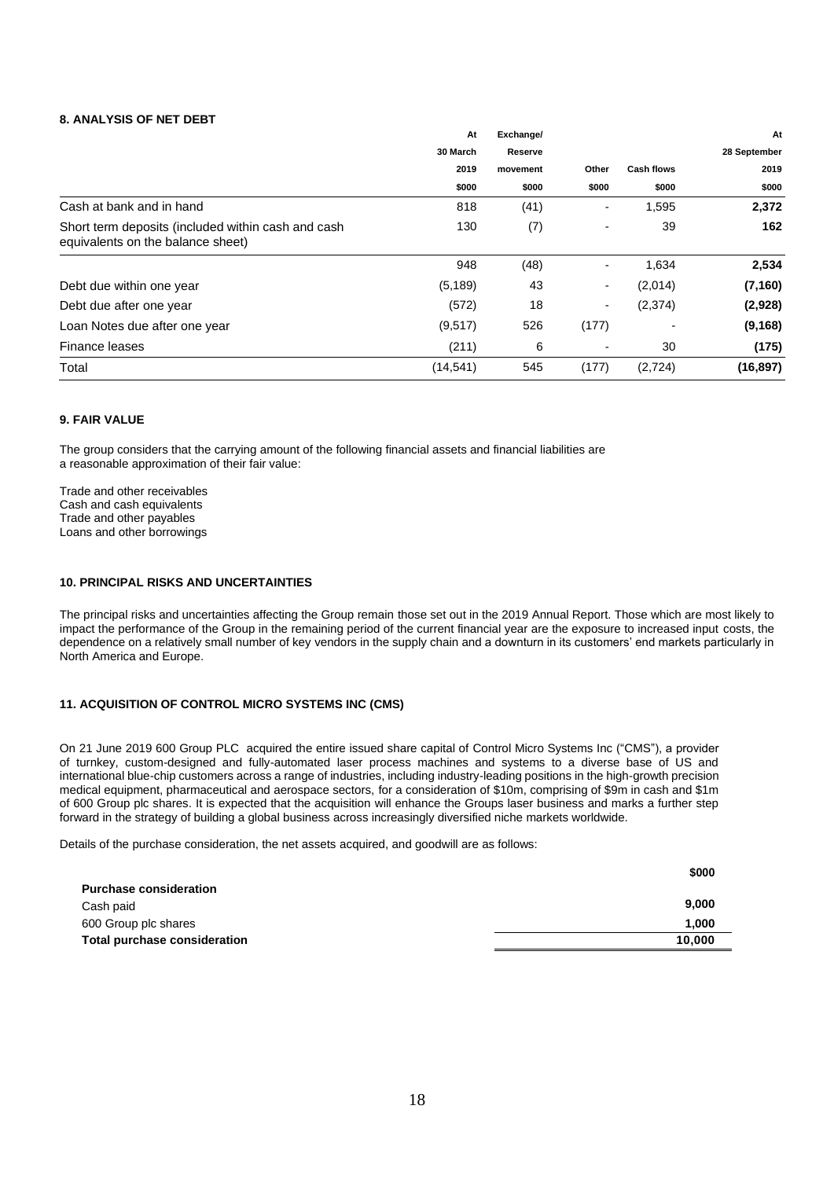## 8. ANALYSIS OF NET DEBT

| | At 30 March 2019 $000 | Exchange/ Reserve movement $000 | Other $000 | Cash flows $000 | At 28 September 2019 $000 |
|---|---|---|---|---|---|
| Cash at bank and in hand | 818 | (41) | - | 1,595 | **2,372** |
| Short term deposits (included within cash and cash equivalents on the balance sheet) | 130 | (7) | - | 39 | **162** |
| | 948 | (48) | - | 1,634 | **2,534** |
| Debt due within one year | (5,189) | 43 | - | (2,014) | **(7,160)** |
| Debt due after one year | (572) | 18 | - | (2,374) | **(2,928)** |
| Loan Notes due after one year | (9,517) | 526 | (177) | - | **(9,168)** |
| Finance leases | (211) | 6 | - | 30 | **(175)** |
| Total | (14,541) | 545 | (177) | (2,724) | **(16,897)** |

## 9. FAIR VALUE

The group considers that the carrying amount of the following financial assets and financial liabilities are a reasonable approximation of their fair value:

Trade and other receivables
Cash and cash equivalents
Trade and other payables
Loans and other borrowings

## 10. PRINCIPAL RISKS AND UNCERTAINTIES

The principal risks and uncertainties affecting the Group remain those set out in the 2019 Annual Report. Those which are most likely to impact the performance of the Group in the remaining period of the current financial year are the exposure to increased input costs, the dependence on a relatively small number of key vendors in the supply chain and a downturn in its customers' end markets particularly in North America and Europe.

## 11. ACQUISITION OF CONTROL MICRO SYSTEMS INC (CMS)

On 21 June 2019 600 Group PLC acquired the entire issued share capital of Control Micro Systems Inc ("CMS"), a provider of turnkey, custom-designed and fully-automated laser process machines and systems to a diverse base of US and international blue-chip customers across a range of industries, including industry-leading positions in the high-growth precision medical equipment, pharmaceutical and aerospace sectors, for a consideration of $10m, comprising of $9m in cash and $1m of 600 Group plc shares. It is expected that the acquisition will enhance the Groups laser business and marks a further step forward in the strategy of building a global business across increasingly diversified niche markets worldwide.

Details of the purchase consideration, the net assets acquired, and goodwill are as follows:

| | $000 |
|---|---|
| **Purchase consideration** | |
| Cash paid | **9,000** |
| 600 Group plc shares | **1,000** |
| **Total purchase consideration** | **10,000** |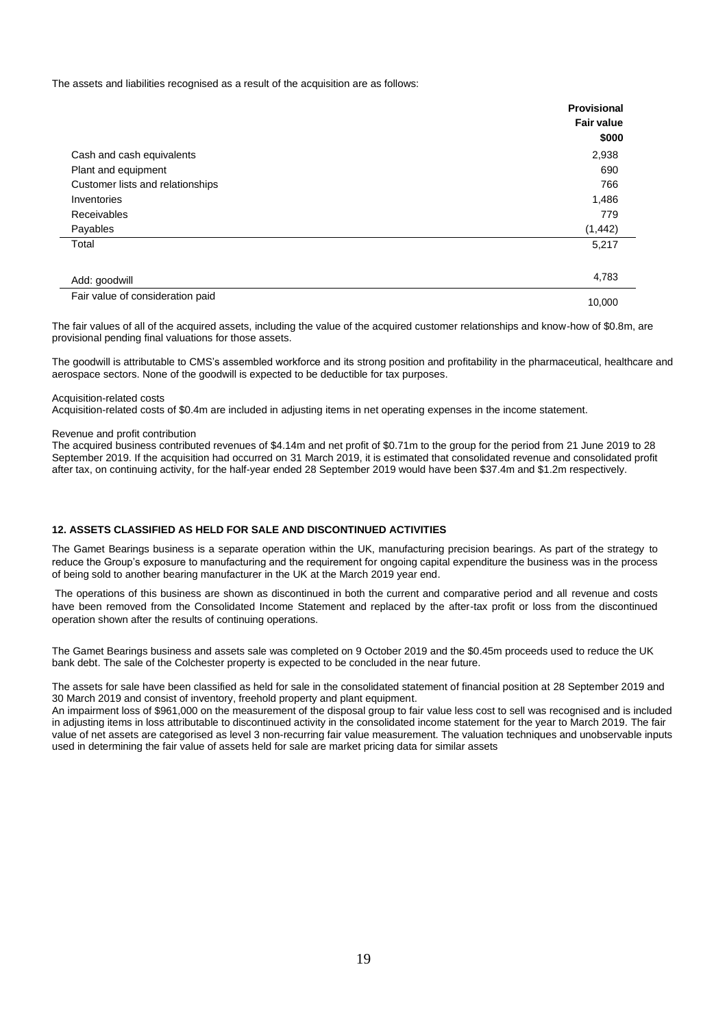The assets and liabilities recognised as a result of the acquisition are as follows:

| | Provisional Fair value $000 |
|---|---|
| Cash and cash equivalents | 2,938 |
| Plant and equipment | 690 |
| Customer lists and relationships | 766 |
| Inventories | 1,486 |
| Receivables | 779 |
| Payables | (1,442) |
| Total | 5,217 |
| | |
| Add: goodwill | 4,783 |
| Fair value of consideration paid | 10,000 |

The fair values of all of the acquired assets, including the value of the acquired customer relationships and know-how of $0.8m, are provisional pending final valuations for those assets.

The goodwill is attributable to CMS's assembled workforce and its strong position and profitability in the pharmaceutical, healthcare and aerospace sectors. None of the goodwill is expected to be deductible for tax purposes.

Acquisition-related costs

Acquisition-related costs of $0.4m are included in adjusting items in net operating expenses in the income statement.

Revenue and profit contribution

The acquired business contributed revenues of $4.14m and net profit of $0.71m to the group for the period from 21 June 2019 to 28 September 2019. If the acquisition had occurred on 31 March 2019, it is estimated that consolidated revenue and consolidated profit after tax, on continuing activity, for the half-year ended 28 September 2019 would have been $37.4m and $1.2m respectively.

**12. ASSETS CLASSIFIED AS HELD FOR SALE AND DISCONTINUED ACTIVITIES**

The Gamet Bearings business is a separate operation within the UK, manufacturing precision bearings. As part of the strategy to reduce the Group's exposure to manufacturing and the requirement for ongoing capital expenditure the business was in the process of being sold to another bearing manufacturer in the UK at the March 2019 year end.

The operations of this business are shown as discontinued in both the current and comparative period and all revenue and costs have been removed from the Consolidated Income Statement and replaced by the after-tax profit or loss from the discontinued operation shown after the results of continuing operations.

The Gamet Bearings business and assets sale was completed on 9 October 2019 and the $0.45m proceeds used to reduce the UK bank debt. The sale of the Colchester property is expected to be concluded in the near future.

The assets for sale have been classified as held for sale in the consolidated statement of financial position at 28 September 2019 and 30 March 2019 and consist of inventory, freehold property and plant equipment.

An impairment loss of $961,000 on the measurement of the disposal group to fair value less cost to sell was recognised and is included in adjusting items in loss attributable to discontinued activity in the consolidated income statement for the year to March 2019. The fair value of net assets are categorised as level 3 non-recurring fair value measurement. The valuation techniques and unobservable inputs used in determining the fair value of assets held for sale are market pricing data for similar assets